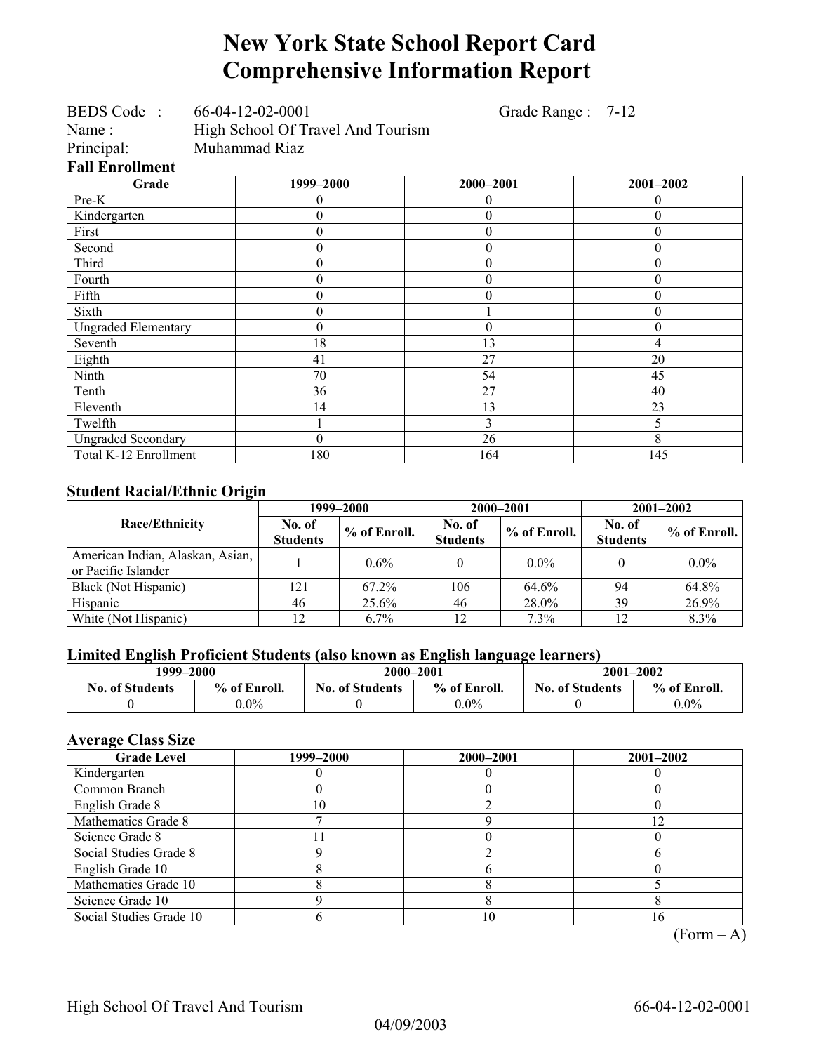# New York State School Report Card
# Comprehensive Information Report

BEDS Code : 66-04-12-02-0001 Grade Range : 7-12
Name : High School Of Travel And Tourism
Principal: Muhammad Riaz

### Fall Enrollment

| Grade | 1999–2000 | 2000–2001 | 2001–2002 |
|---|---|---|---|
| Pre-K | 0 | 0 | 0 |
| Kindergarten | 0 | 0 | 0 |
| First | 0 | 0 | 0 |
| Second | 0 | 0 | 0 |
| Third | 0 | 0 | 0 |
| Fourth | 0 | 0 | 0 |
| Fifth | 0 | 0 | 0 |
| Sixth | 0 | 1 | 0 |
| Ungraded Elementary | 0 | 0 | 0 |
| Seventh | 18 | 13 | 4 |
| Eighth | 41 | 27 | 20 |
| Ninth | 70 | 54 | 45 |
| Tenth | 36 | 27 | 40 |
| Eleventh | 14 | 13 | 23 |
| Twelfth | 1 | 3 | 5 |
| Ungraded Secondary | 0 | 26 | 8 |
| Total K-12 Enrollment | 180 | 164 | 145 |

### Student Racial/Ethnic Origin

| Race/Ethnicity | 1999–2000 | | 2000–2001 | | 2001–2002 | |
|---|---|---|---|---|---|---|
| | No. of Students | % of Enroll. | No. of Students | % of Enroll. | No. of Students | % of Enroll. |
| American Indian, Alaskan, Asian, or Pacific Islander | 1 | 0.6% | 0 | 0.0% | 0 | 0.0% |
| Black (Not Hispanic) | 121 | 67.2% | 106 | 64.6% | 94 | 64.8% |
| Hispanic | 46 | 25.6% | 46 | 28.0% | 39 | 26.9% |
| White (Not Hispanic) | 12 | 6.7% | 12 | 7.3% | 12 | 8.3% |

### Limited English Proficient Students (also known as English language learners)

| 1999–2000 | | 2000–2001 | | 2001–2002 | |
|---|---|---|---|---|---|
| No. of Students | % of Enroll. | No. of Students | % of Enroll. | No. of Students | % of Enroll. |
| 0 | 0.0% | 0 | 0.0% | 0 | 0.0% |

### Average Class Size

| Grade Level | 1999–2000 | 2000–2001 | 2001–2002 |
|---|---|---|---|
| Kindergarten | 0 | 0 | 0 |
| Common Branch | 0 | 0 | 0 |
| English Grade 8 | 10 | 2 | 0 |
| Mathematics Grade 8 | 7 | 9 | 12 |
| Science Grade 8 | 11 | 0 | 0 |
| Social Studies Grade 8 | 9 | 2 | 6 |
| English Grade 10 | 8 | 6 | 0 |
| Mathematics Grade 10 | 8 | 8 | 5 |
| Science Grade 10 | 9 | 8 | 8 |
| Social Studies Grade 10 | 6 | 10 | 16 |

(Form – A)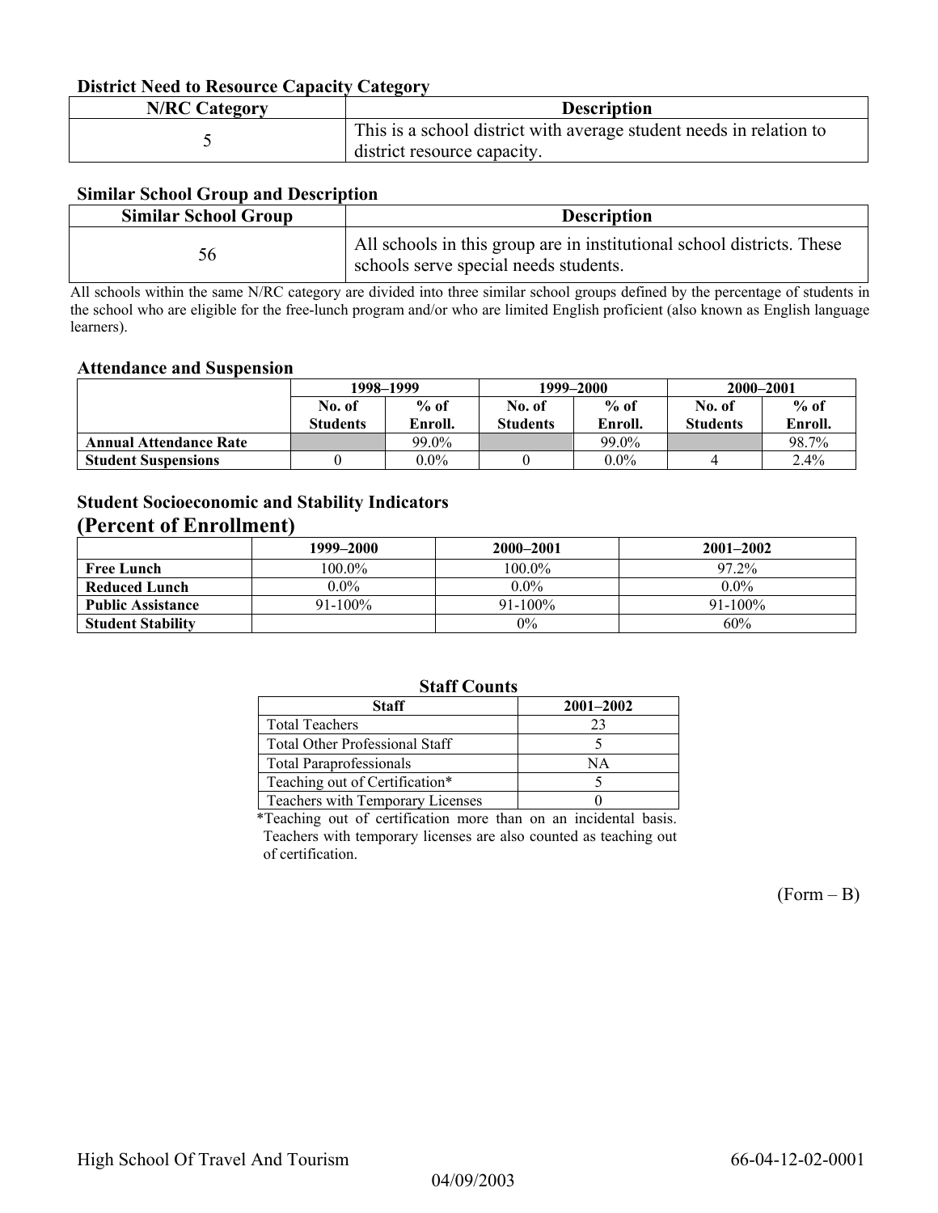### District Need to Resource Capacity Category

| N/RC Category | Description |
|---|---|
| 5 | This is a school district with average student needs in relation to district resource capacity. |

### Similar School Group and Description

| Similar School Group | Description |
|---|---|
| 56 | All schools in this group are in institutional school districts. These schools serve special needs students. |

All schools within the same N/RC category are divided into three similar school groups defined by the percentage of students in the school who are eligible for the free-lunch program and/or who are limited English proficient (also known as English language learners).

### Attendance and Suspension

| | 1998–1999 | | 1999–2000 | | 2000–2001 | |
|---|---|---|---|---|---|---|
| | No. of Students | % of Enroll. | No. of Students | % of Enroll. | No. of Students | % of Enroll. |
| **Annual Attendance Rate** | | 99.0% | | 99.0% | | 98.7% |
| **Student Suspensions** | 0 | 0.0% | 0 | 0.0% | 4 | 2.4% |

### Student Socioeconomic and Stability Indicators
## (Percent of Enrollment)

| | 1999–2000 | 2000–2001 | 2001–2002 |
|---|---|---|---|
| **Free Lunch** | 100.0% | 100.0% | 97.2% |
| **Reduced Lunch** | 0.0% | 0.0% | 0.0% |
| **Public Assistance** | 91-100% | 91-100% | 91-100% |
| **Student Stability** | | 0% | 60% |

### Staff Counts

| Staff | 2001–2002 |
|---|---|
| Total Teachers | 23 |
| Total Other Professional Staff | 5 |
| Total Paraprofessionals | NA |
| Teaching out of Certification* | 5 |
| Teachers with Temporary Licenses | 0 |

*Teaching out of certification more than on an incidental basis. Teachers with temporary licenses are also counted as teaching out of certification.

(Form – B)

High School Of Travel And Tourism 66-04-12-02-0001

04/09/2003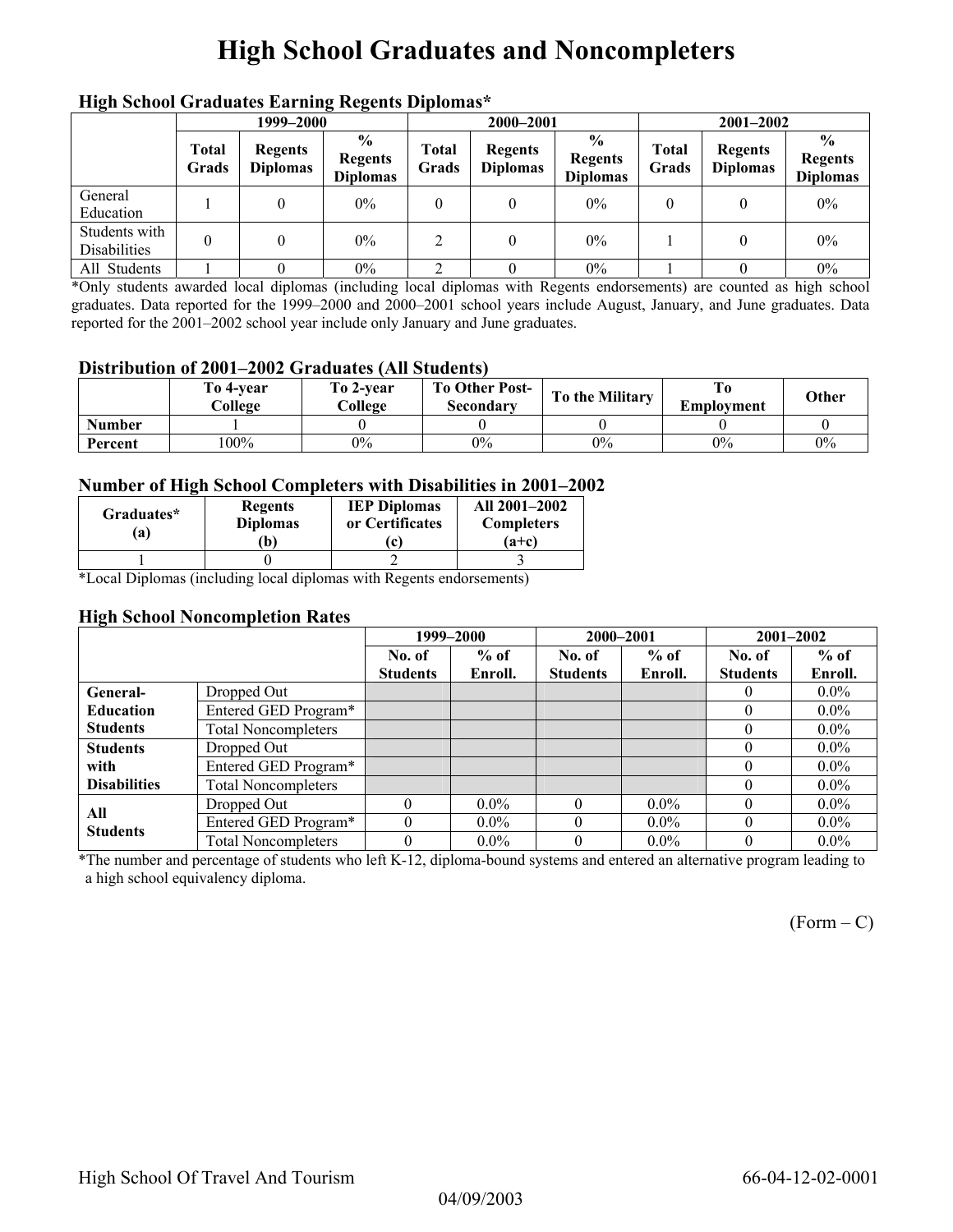# High School Graduates and Noncompleters

### High School Graduates Earning Regents Diplomas*

| | 1999–2000 | | | 2000–2001 | | | 2001–2002 | | |
|---|---|---|---|---|---|---|---|---|---|
| | Total Grads | Regents Diplomas | % Regents Diplomas | Total Grads | Regents Diplomas | % Regents Diplomas | Total Grads | Regents Diplomas | % Regents Diplomas |
| General Education | 1 | 0 | 0% | 0 | 0 | 0% | 0 | 0 | 0% |
| Students with Disabilities | 0 | 0 | 0% | 2 | 0 | 0% | 1 | 0 | 0% |
| All Students | 1 | 0 | 0% | 2 | 0 | 0% | 1 | 0 | 0% |

*Only students awarded local diplomas (including local diplomas with Regents endorsements) are counted as high school graduates. Data reported for the 1999–2000 and 2000–2001 school years include August, January, and June graduates. Data reported for the 2001–2002 school year include only January and June graduates.

### Distribution of 2001–2002 Graduates (All Students)

| | To 4-year College | To 2-year College | To Other Post-Secondary | To the Military | To Employment | Other |
|---|---|---|---|---|---|---|
| **Number** | 1 | 0 | 0 | 0 | 0 | 0 |
| **Percent** | 100% | 0% | 0% | 0% | 0% | 0% |

### Number of High School Completers with Disabilities in 2001–2002

| Graduates* (a) | Regents Diplomas (b) | IEP Diplomas or Certificates (c) | All 2001–2002 Completers (a+c) |
|---|---|---|---|
| 1 | 0 | 2 | 3 |

*Local Diplomas (including local diplomas with Regents endorsements)

### High School Noncompletion Rates

| | | 1999–2000 | | 2000–2001 | | 2001–2002 | |
|---|---|---|---|---|---|---|---|
| | | No. of Students | % of Enroll. | No. of Students | % of Enroll. | No. of Students | % of Enroll. |
| **General-Education Students** | Dropped Out | | | | | 0 | 0.0% |
| | Entered GED Program* | | | | | 0 | 0.0% |
| | Total Noncompleters | | | | | 0 | 0.0% |
| **Students with Disabilities** | Dropped Out | | | | | 0 | 0.0% |
| | Entered GED Program* | | | | | 0 | 0.0% |
| | Total Noncompleters | | | | | 0 | 0.0% |
| **All Students** | Dropped Out | 0 | 0.0% | 0 | 0.0% | 0 | 0.0% |
| | Entered GED Program* | 0 | 0.0% | 0 | 0.0% | 0 | 0.0% |
| | Total Noncompleters | 0 | 0.0% | 0 | 0.0% | 0 | 0.0% |

*The number and percentage of students who left K-12, diploma-bound systems and entered an alternative program leading to a high school equivalency diploma.

(Form – C)

High School Of Travel And Tourism 66-04-12-02-0001

04/09/2003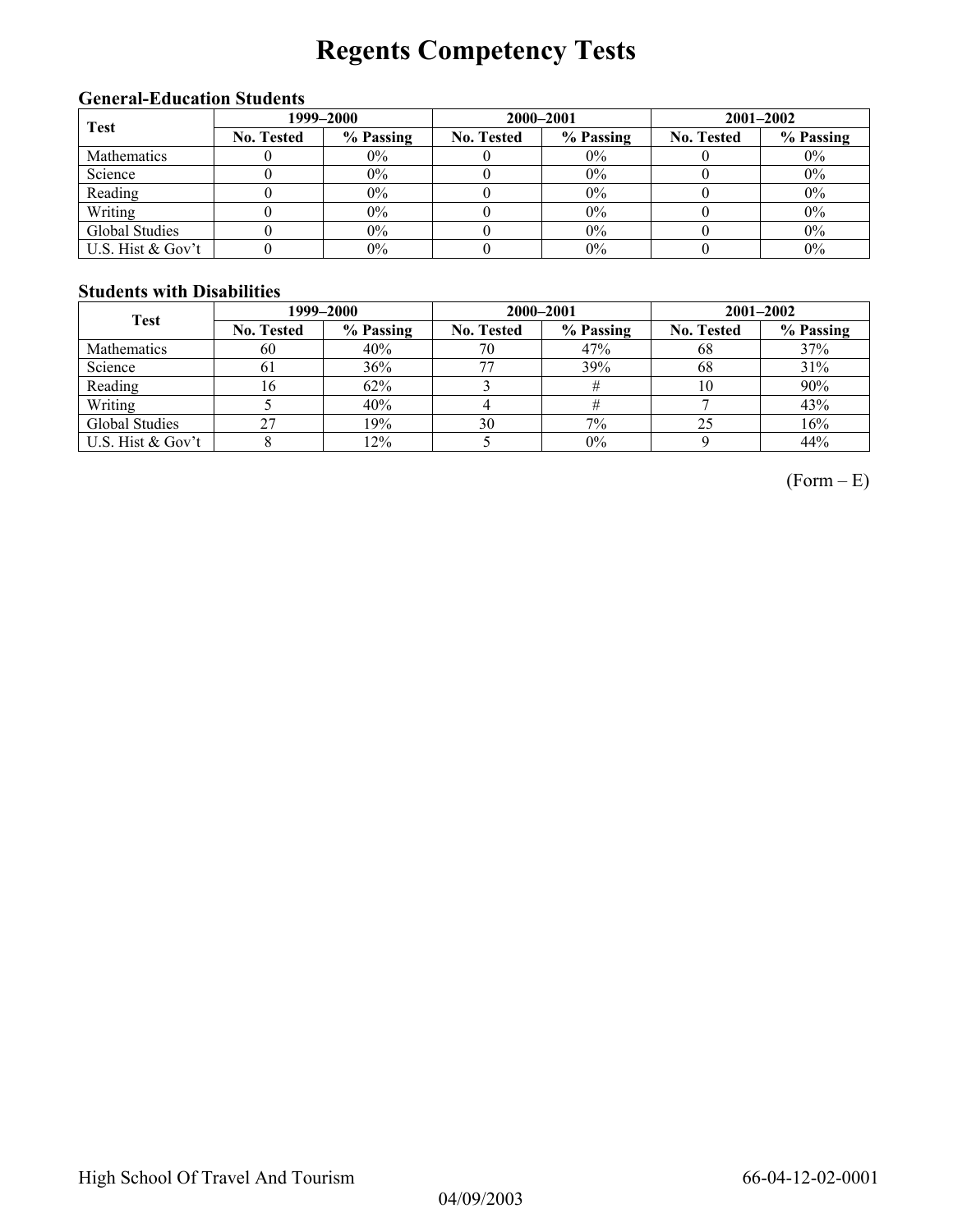# Regents Competency Tests

### General-Education Students

| Test | 1999–2000 | | 2000–2001 | | 2001–2002 | |
|---|---|---|---|---|---|---|
| | No. Tested | % Passing | No. Tested | % Passing | No. Tested | % Passing |
| Mathematics | 0 | 0% | 0 | 0% | 0 | 0% |
| Science | 0 | 0% | 0 | 0% | 0 | 0% |
| Reading | 0 | 0% | 0 | 0% | 0 | 0% |
| Writing | 0 | 0% | 0 | 0% | 0 | 0% |
| Global Studies | 0 | 0% | 0 | 0% | 0 | 0% |
| U.S. Hist & Gov't | 0 | 0% | 0 | 0% | 0 | 0% |

### Students with Disabilities

| Test | 1999–2000 | | 2000–2001 | | 2001–2002 | |
|---|---|---|---|---|---|---|
| | No. Tested | % Passing | No. Tested | % Passing | No. Tested | % Passing |
| Mathematics | 60 | 40% | 70 | 47% | 68 | 37% |
| Science | 61 | 36% | 77 | 39% | 68 | 31% |
| Reading | 16 | 62% | 3 | # | 10 | 90% |
| Writing | 5 | 40% | 4 | # | 7 | 43% |
| Global Studies | 27 | 19% | 30 | 7% | 25 | 16% |
| U.S. Hist & Gov't | 8 | 12% | 5 | 0% | 9 | 44% |

(Form – E)

High School Of Travel And Tourism 66-04-12-02-0001

04/09/2003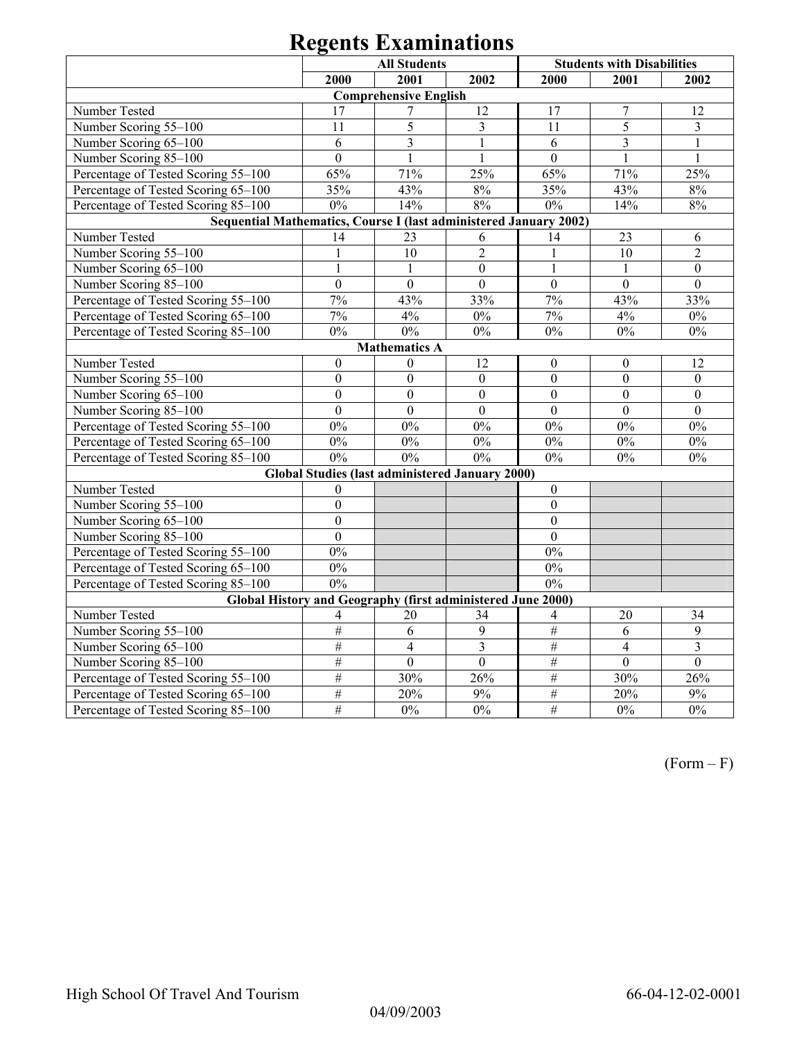# Regents Examinations

| | All Students | | | Students with Disabilities | | |
|---|---|---|---|---|---|---|
| | 2000 | 2001 | 2002 | 2000 | 2001 | 2002 |
| **Comprehensive English** | | | | | | |
| Number Tested | 17 | 7 | 12 | 17 | 7 | 12 |
| Number Scoring 55–100 | 11 | 5 | 3 | 11 | 5 | 3 |
| Number Scoring 65–100 | 6 | 3 | 1 | 6 | 3 | 1 |
| Number Scoring 85–100 | 0 | 1 | 1 | 0 | 1 | 1 |
| Percentage of Tested Scoring 55–100 | 65% | 71% | 25% | 65% | 71% | 25% |
| Percentage of Tested Scoring 65–100 | 35% | 43% | 8% | 35% | 43% | 8% |
| Percentage of Tested Scoring 85–100 | 0% | 14% | 8% | 0% | 14% | 8% |
| **Sequential Mathematics, Course I (last administered January 2002)** | | | | | | |
| Number Tested | 14 | 23 | 6 | 14 | 23 | 6 |
| Number Scoring 55–100 | 1 | 10 | 2 | 1 | 10 | 2 |
| Number Scoring 65–100 | 1 | 1 | 0 | 1 | 1 | 0 |
| Number Scoring 85–100 | 0 | 0 | 0 | 0 | 0 | 0 |
| Percentage of Tested Scoring 55–100 | 7% | 43% | 33% | 7% | 43% | 33% |
| Percentage of Tested Scoring 65–100 | 7% | 4% | 0% | 7% | 4% | 0% |
| Percentage of Tested Scoring 85–100 | 0% | 0% | 0% | 0% | 0% | 0% |
| **Mathematics A** | | | | | | |
| Number Tested | 0 | 0 | 12 | 0 | 0 | 12 |
| Number Scoring 55–100 | 0 | 0 | 0 | 0 | 0 | 0 |
| Number Scoring 65–100 | 0 | 0 | 0 | 0 | 0 | 0 |
| Number Scoring 85–100 | 0 | 0 | 0 | 0 | 0 | 0 |
| Percentage of Tested Scoring 55–100 | 0% | 0% | 0% | 0% | 0% | 0% |
| Percentage of Tested Scoring 65–100 | 0% | 0% | 0% | 0% | 0% | 0% |
| Percentage of Tested Scoring 85–100 | 0% | 0% | 0% | 0% | 0% | 0% |
| **Global Studies (last administered January 2000)** | | | | | | |
| Number Tested | 0 | | | 0 | | |
| Number Scoring 55–100 | 0 | | | 0 | | |
| Number Scoring 65–100 | 0 | | | 0 | | |
| Number Scoring 85–100 | 0 | | | 0 | | |
| Percentage of Tested Scoring 55–100 | 0% | | | 0% | | |
| Percentage of Tested Scoring 65–100 | 0% | | | 0% | | |
| Percentage of Tested Scoring 85–100 | 0% | | | 0% | | |
| **Global History and Geography (first administered June 2000)** | | | | | | |
| Number Tested | 4 | 20 | 34 | 4 | 20 | 34 |
| Number Scoring 55–100 | # | 6 | 9 | # | 6 | 9 |
| Number Scoring 65–100 | # | 4 | 3 | # | 4 | 3 |
| Number Scoring 85–100 | # | 0 | 0 | # | 0 | 0 |
| Percentage of Tested Scoring 55–100 | # | 30% | 26% | # | 30% | 26% |
| Percentage of Tested Scoring 65–100 | # | 20% | 9% | # | 20% | 9% |
| Percentage of Tested Scoring 85–100 | # | 0% | 0% | # | 0% | 0% |

(Form – F)

High School Of Travel And Tourism 66-04-12-02-0001

04/09/2003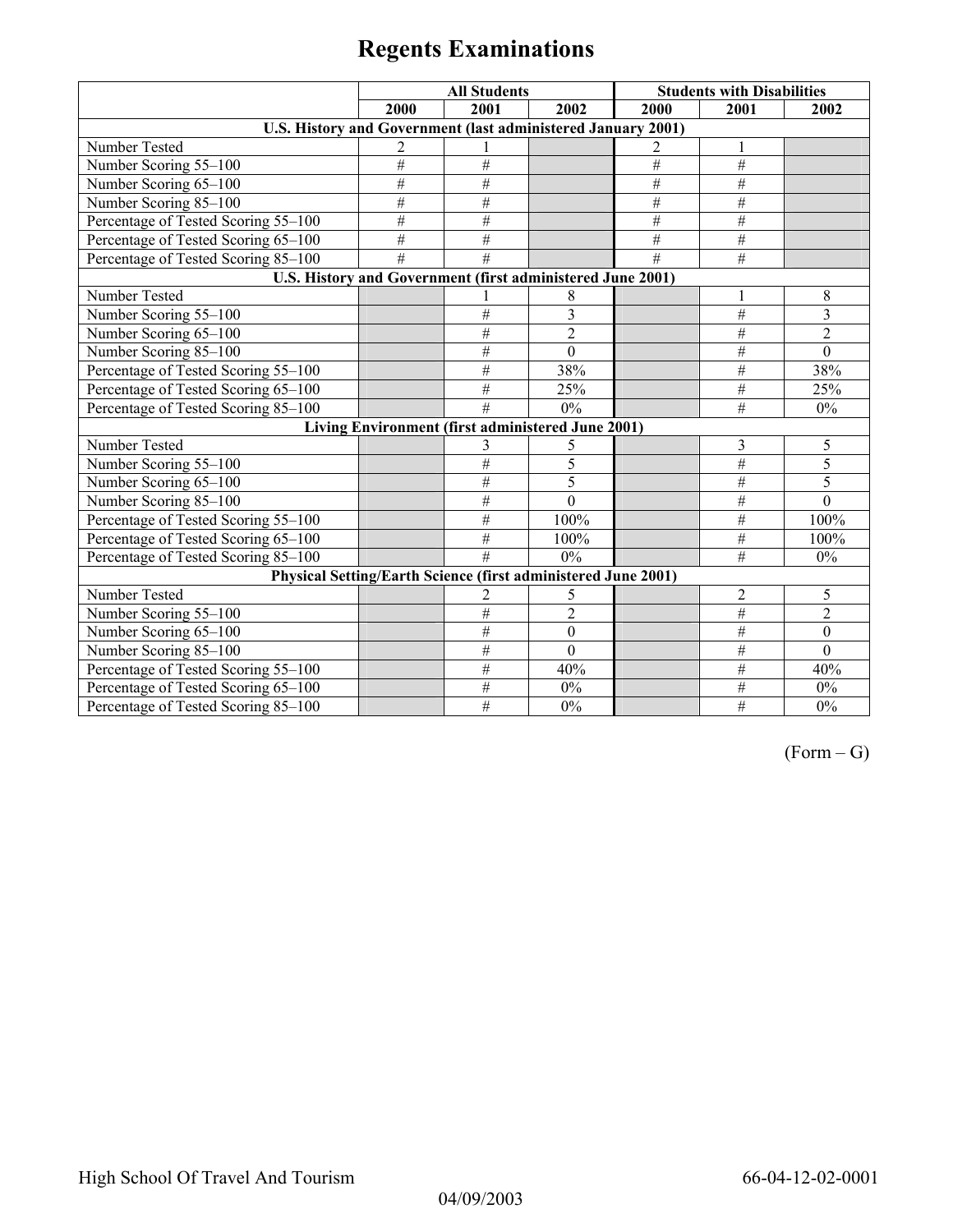# Regents Examinations

| | All Students | | | Students with Disabilities | | |
|---|---|---|---|---|---|---|
| | 2000 | 2001 | 2002 | 2000 | 2001 | 2002 |
| **U.S. History and Government (last administered January 2001)** | | | | | | |
| Number Tested | 2 | 1 | | 2 | 1 | |
| Number Scoring 55–100 | # | # | | # | # | |
| Number Scoring 65–100 | # | # | | # | # | |
| Number Scoring 85–100 | # | # | | # | # | |
| Percentage of Tested Scoring 55–100 | # | # | | # | # | |
| Percentage of Tested Scoring 65–100 | # | # | | # | # | |
| Percentage of Tested Scoring 85–100 | # | # | | # | # | |
| **U.S. History and Government (first administered June 2001)** | | | | | | |
| Number Tested | | 1 | 8 | | 1 | 8 |
| Number Scoring 55–100 | | # | 3 | | # | 3 |
| Number Scoring 65–100 | | # | 2 | | # | 2 |
| Number Scoring 85–100 | | # | 0 | | # | 0 |
| Percentage of Tested Scoring 55–100 | | # | 38% | | # | 38% |
| Percentage of Tested Scoring 65–100 | | # | 25% | | # | 25% |
| Percentage of Tested Scoring 85–100 | | # | 0% | | # | 0% |
| **Living Environment (first administered June 2001)** | | | | | | |
| Number Tested | | 3 | 5 | | 3 | 5 |
| Number Scoring 55–100 | | # | 5 | | # | 5 |
| Number Scoring 65–100 | | # | 5 | | # | 5 |
| Number Scoring 85–100 | | # | 0 | | # | 0 |
| Percentage of Tested Scoring 55–100 | | # | 100% | | # | 100% |
| Percentage of Tested Scoring 65–100 | | # | 100% | | # | 100% |
| Percentage of Tested Scoring 85–100 | | # | 0% | | # | 0% |
| **Physical Setting/Earth Science (first administered June 2001)** | | | | | | |
| Number Tested | | 2 | 5 | | 2 | 5 |
| Number Scoring 55–100 | | # | 2 | | # | 2 |
| Number Scoring 65–100 | | # | 0 | | # | 0 |
| Number Scoring 85–100 | | # | 0 | | # | 0 |
| Percentage of Tested Scoring 55–100 | | # | 40% | | # | 40% |
| Percentage of Tested Scoring 65–100 | | # | 0% | | # | 0% |
| Percentage of Tested Scoring 85–100 | | # | 0% | | # | 0% |

(Form – G)

High School Of Travel And Tourism 66-04-12-02-0001

04/09/2003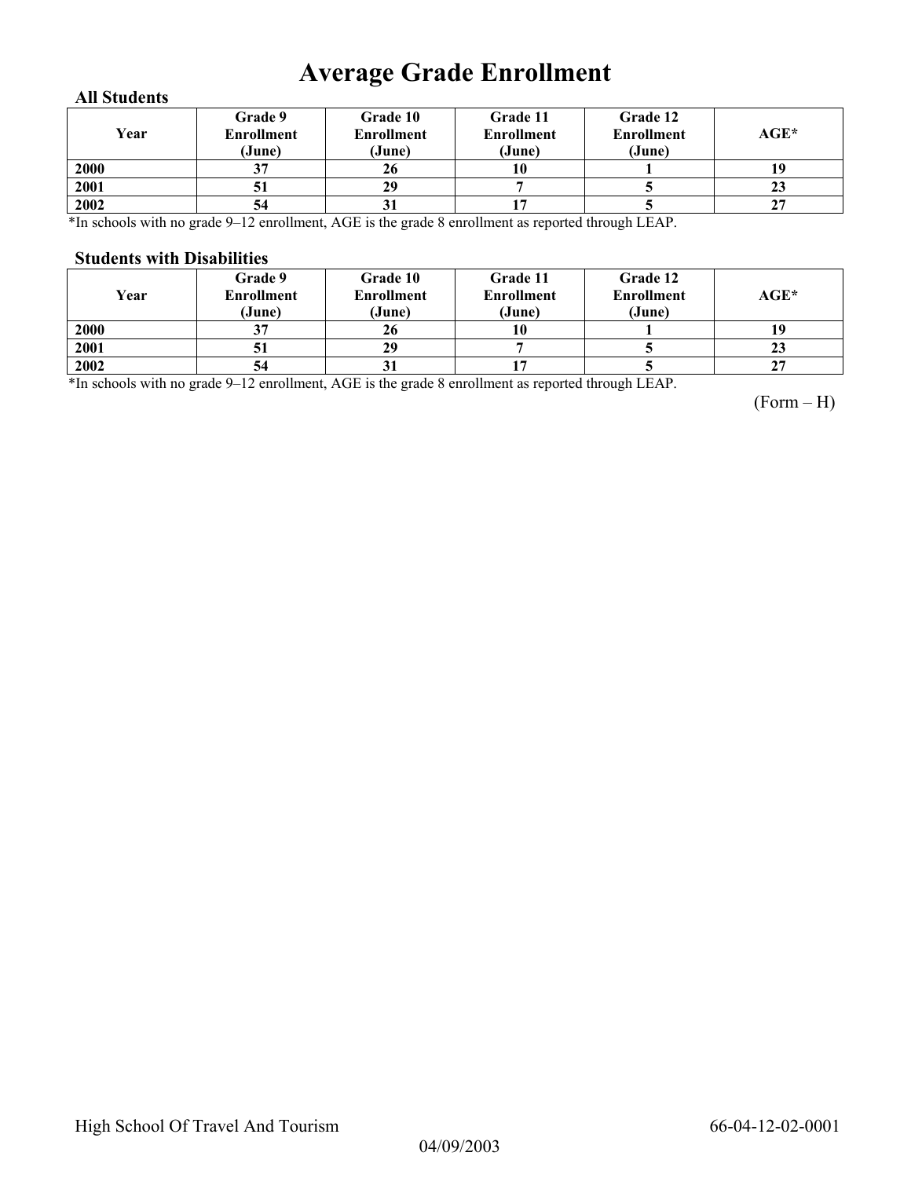# Average Grade Enrollment

### All Students

| Year | Grade 9 Enrollment (June) | Grade 10 Enrollment (June) | Grade 11 Enrollment (June) | Grade 12 Enrollment (June) | AGE* |
|---|---|---|---|---|---|
| 2000 | 37 | 26 | 10 | 1 | 19 |
| 2001 | 51 | 29 | 7 | 5 | 23 |
| 2002 | 54 | 31 | 17 | 5 | 27 |

*In schools with no grade 9–12 enrollment, AGE is the grade 8 enrollment as reported through LEAP.

### Students with Disabilities

| Year | Grade 9 Enrollment (June) | Grade 10 Enrollment (June) | Grade 11 Enrollment (June) | Grade 12 Enrollment (June) | AGE* |
|---|---|---|---|---|---|
| 2000 | 37 | 26 | 10 | 1 | 19 |
| 2001 | 51 | 29 | 7 | 5 | 23 |
| 2002 | 54 | 31 | 17 | 5 | 27 |

*In schools with no grade 9–12 enrollment, AGE is the grade 8 enrollment as reported through LEAP.

(Form – H)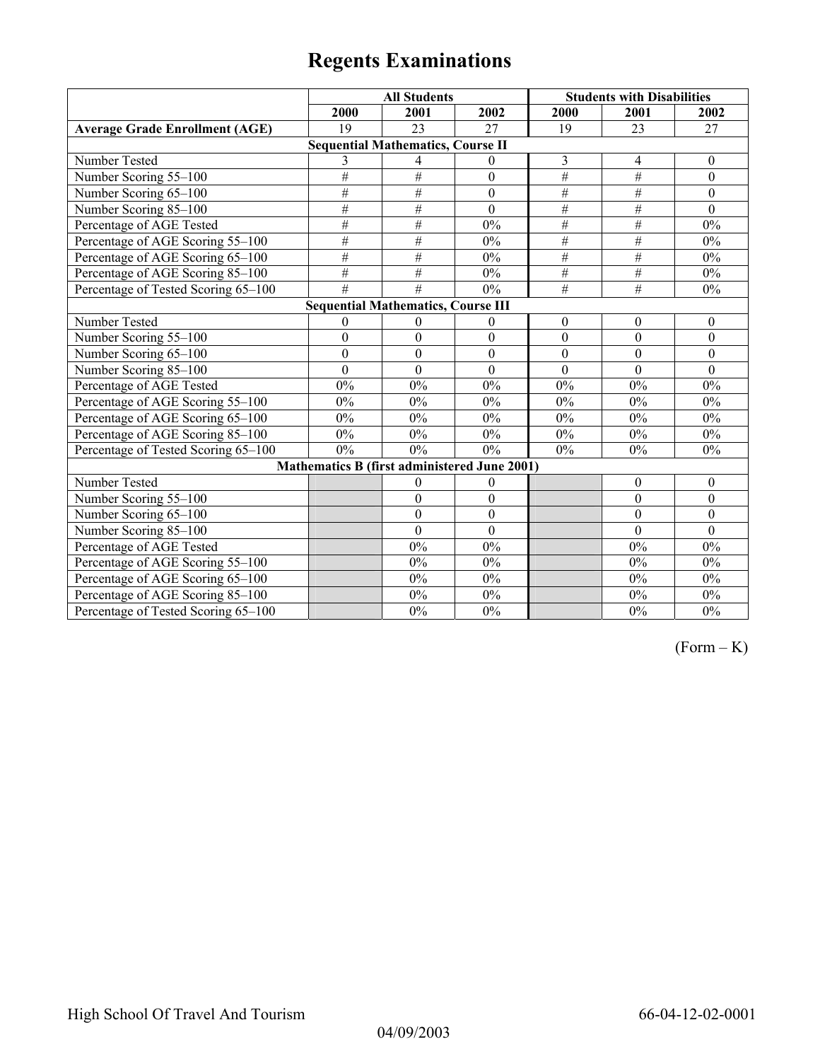# Regents Examinations

| | All Students | | | Students with Disabilities | | |
|---|---|---|---|---|---|---|
| | 2000 | 2001 | 2002 | 2000 | 2001 | 2002 |
| **Average Grade Enrollment (AGE)** | 19 | 23 | 27 | 19 | 23 | 27 |
| **Sequential Mathematics, Course II** | | | | | | |
| Number Tested | 3 | 4 | 0 | 3 | 4 | 0 |
| Number Scoring 55–100 | # | # | 0 | # | # | 0 |
| Number Scoring 65–100 | # | # | 0 | # | # | 0 |
| Number Scoring 85–100 | # | # | 0 | # | # | 0 |
| Percentage of AGE Tested | # | # | 0% | # | # | 0% |
| Percentage of AGE Scoring 55–100 | # | # | 0% | # | # | 0% |
| Percentage of AGE Scoring 65–100 | # | # | 0% | # | # | 0% |
| Percentage of AGE Scoring 85–100 | # | # | 0% | # | # | 0% |
| Percentage of Tested Scoring 65–100 | # | # | 0% | # | # | 0% |
| **Sequential Mathematics, Course III** | | | | | | |
| Number Tested | 0 | 0 | 0 | 0 | 0 | 0 |
| Number Scoring 55–100 | 0 | 0 | 0 | 0 | 0 | 0 |
| Number Scoring 65–100 | 0 | 0 | 0 | 0 | 0 | 0 |
| Number Scoring 85–100 | 0 | 0 | 0 | 0 | 0 | 0 |
| Percentage of AGE Tested | 0% | 0% | 0% | 0% | 0% | 0% |
| Percentage of AGE Scoring 55–100 | 0% | 0% | 0% | 0% | 0% | 0% |
| Percentage of AGE Scoring 65–100 | 0% | 0% | 0% | 0% | 0% | 0% |
| Percentage of AGE Scoring 85–100 | 0% | 0% | 0% | 0% | 0% | 0% |
| Percentage of Tested Scoring 65–100 | 0% | 0% | 0% | 0% | 0% | 0% |
| **Mathematics B (first administered June 2001)** | | | | | | |
| Number Tested | | 0 | 0 | | 0 | 0 |
| Number Scoring 55–100 | | 0 | 0 | | 0 | 0 |
| Number Scoring 65–100 | | 0 | 0 | | 0 | 0 |
| Number Scoring 85–100 | | 0 | 0 | | 0 | 0 |
| Percentage of AGE Tested | | 0% | 0% | | 0% | 0% |
| Percentage of AGE Scoring 55–100 | | 0% | 0% | | 0% | 0% |
| Percentage of AGE Scoring 65–100 | | 0% | 0% | | 0% | 0% |
| Percentage of AGE Scoring 85–100 | | 0% | 0% | | 0% | 0% |
| Percentage of Tested Scoring 65–100 | | 0% | 0% | | 0% | 0% |

(Form – K)

High School Of Travel And Tourism 66-04-12-02-0001

04/09/2003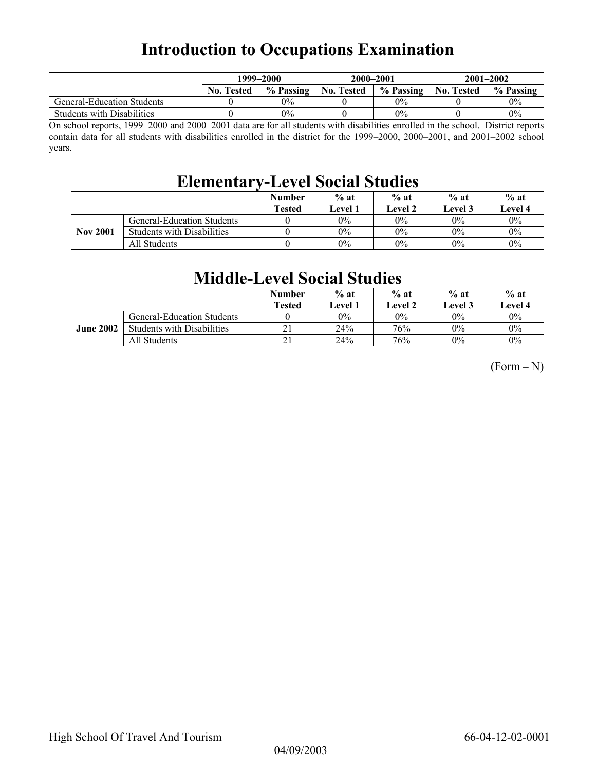# Introduction to Occupations Examination

| | 1999–2000 | | 2000–2001 | | 2001–2002 | |
|---|---|---|---|---|---|---|
| | No. Tested | % Passing | No. Tested | % Passing | No. Tested | % Passing |
| General-Education Students | 0 | 0% | 0 | 0% | 0 | 0% |
| Students with Disabilities | 0 | 0% | 0 | 0% | 0 | 0% |

On school reports, 1999–2000 and 2000–2001 data are for all students with disabilities enrolled in the school. District reports contain data for all students with disabilities enrolled in the district for the 1999–2000, 2000–2001, and 2001–2002 school years.

# Elementary-Level Social Studies

| | | Number Tested | % at Level 1 | % at Level 2 | % at Level 3 | % at Level 4 |
|---|---|---|---|---|---|---|
| **Nov 2001** | General-Education Students | 0 | 0% | 0% | 0% | 0% |
| | Students with Disabilities | 0 | 0% | 0% | 0% | 0% |
| | All Students | 0 | 0% | 0% | 0% | 0% |

# Middle-Level Social Studies

| | | Number Tested | % at Level 1 | % at Level 2 | % at Level 3 | % at Level 4 |
|---|---|---|---|---|---|---|
| **June 2002** | General-Education Students | 0 | 0% | 0% | 0% | 0% |
| | Students with Disabilities | 21 | 24% | 76% | 0% | 0% |
| | All Students | 21 | 24% | 76% | 0% | 0% |

(Form – N)

High School Of Travel And Tourism 66-04-12-02-0001

04/09/2003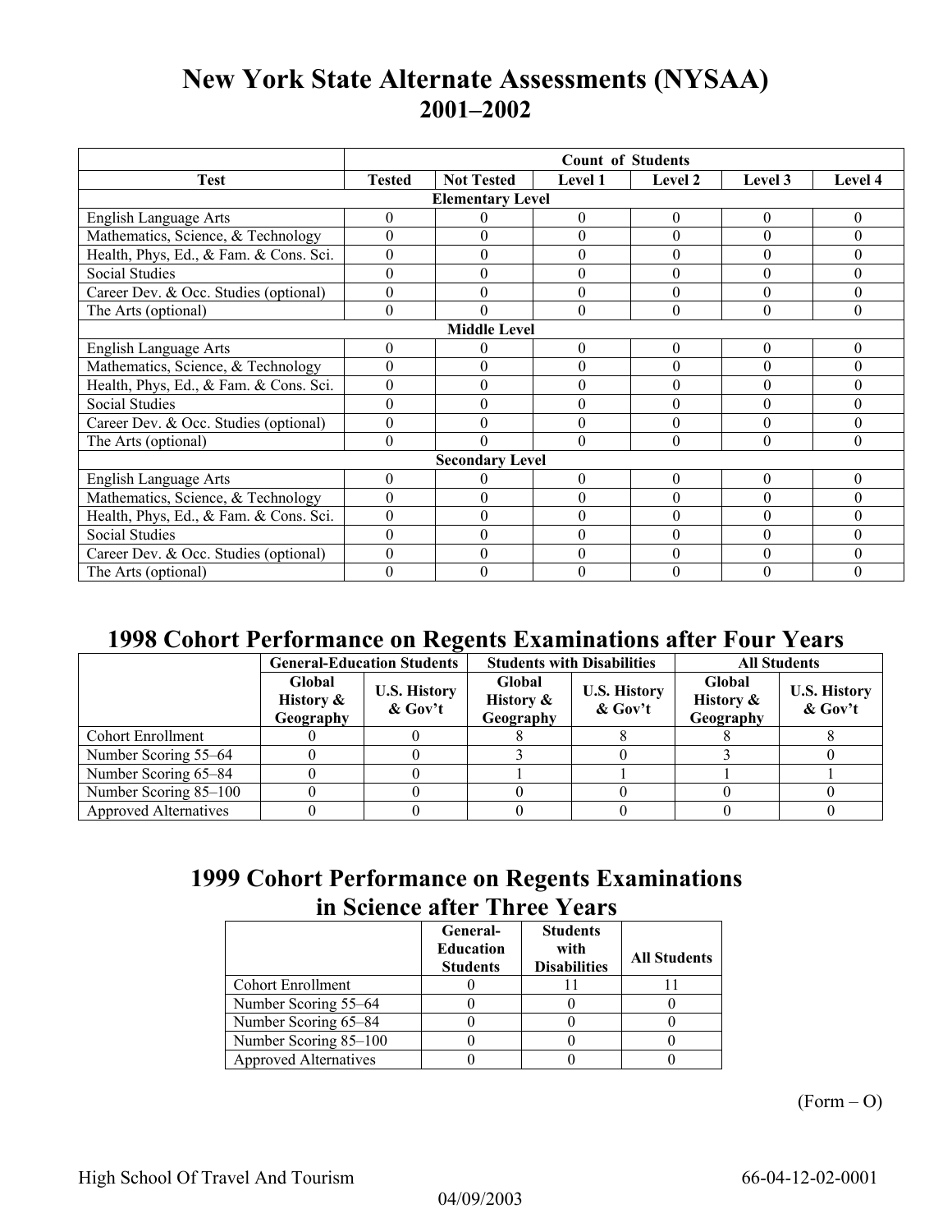# New York State Alternate Assessments (NYSAA) 2001–2002

| | Count of Students | | | | | |
|---|---|---|---|---|---|---|
| **Test** | **Tested** | **Not Tested** | **Level 1** | **Level 2** | **Level 3** | **Level 4** |
| **Elementary Level** | | | | | | |
| English Language Arts | 0 | 0 | 0 | 0 | 0 | 0 |
| Mathematics, Science, & Technology | 0 | 0 | 0 | 0 | 0 | 0 |
| Health, Phys, Ed., & Fam. & Cons. Sci. | 0 | 0 | 0 | 0 | 0 | 0 |
| Social Studies | 0 | 0 | 0 | 0 | 0 | 0 |
| Career Dev. & Occ. Studies (optional) | 0 | 0 | 0 | 0 | 0 | 0 |
| The Arts (optional) | 0 | 0 | 0 | 0 | 0 | 0 |
| **Middle Level** | | | | | | |
| English Language Arts | 0 | 0 | 0 | 0 | 0 | 0 |
| Mathematics, Science, & Technology | 0 | 0 | 0 | 0 | 0 | 0 |
| Health, Phys, Ed., & Fam. & Cons. Sci. | 0 | 0 | 0 | 0 | 0 | 0 |
| Social Studies | 0 | 0 | 0 | 0 | 0 | 0 |
| Career Dev. & Occ. Studies (optional) | 0 | 0 | 0 | 0 | 0 | 0 |
| The Arts (optional) | 0 | 0 | 0 | 0 | 0 | 0 |
| **Secondary Level** | | | | | | |
| English Language Arts | 0 | 0 | 0 | 0 | 0 | 0 |
| Mathematics, Science, & Technology | 0 | 0 | 0 | 0 | 0 | 0 |
| Health, Phys, Ed., & Fam. & Cons. Sci. | 0 | 0 | 0 | 0 | 0 | 0 |
| Social Studies | 0 | 0 | 0 | 0 | 0 | 0 |
| Career Dev. & Occ. Studies (optional) | 0 | 0 | 0 | 0 | 0 | 0 |
| The Arts (optional) | 0 | 0 | 0 | 0 | 0 | 0 |

## 1998 Cohort Performance on Regents Examinations after Four Years

| | General-Education Students | | Students with Disabilities | | All Students | |
|---|---|---|---|---|---|---|
| | **Global History & Geography** | **U.S. History & Gov't** | **Global History & Geography** | **U.S. History & Gov't** | **Global History & Geography** | **U.S. History & Gov't** |
| Cohort Enrollment | 0 | 0 | 8 | 8 | 8 | 8 |
| Number Scoring 55–64 | 0 | 0 | 3 | 0 | 3 | 0 |
| Number Scoring 65–84 | 0 | 0 | 1 | 1 | 1 | 1 |
| Number Scoring 85–100 | 0 | 0 | 0 | 0 | 0 | 0 |
| Approved Alternatives | 0 | 0 | 0 | 0 | 0 | 0 |

## 1999 Cohort Performance on Regents Examinations in Science after Three Years

| | General-Education Students | Students with Disabilities | All Students |
|---|---|---|---|
| Cohort Enrollment | 0 | 11 | 11 |
| Number Scoring 55–64 | 0 | 0 | 0 |
| Number Scoring 65–84 | 0 | 0 | 0 |
| Number Scoring 85–100 | 0 | 0 | 0 |
| Approved Alternatives | 0 | 0 | 0 |

(Form – O)

High School Of Travel And Tourism 66-04-12-02-0001

04/09/2003